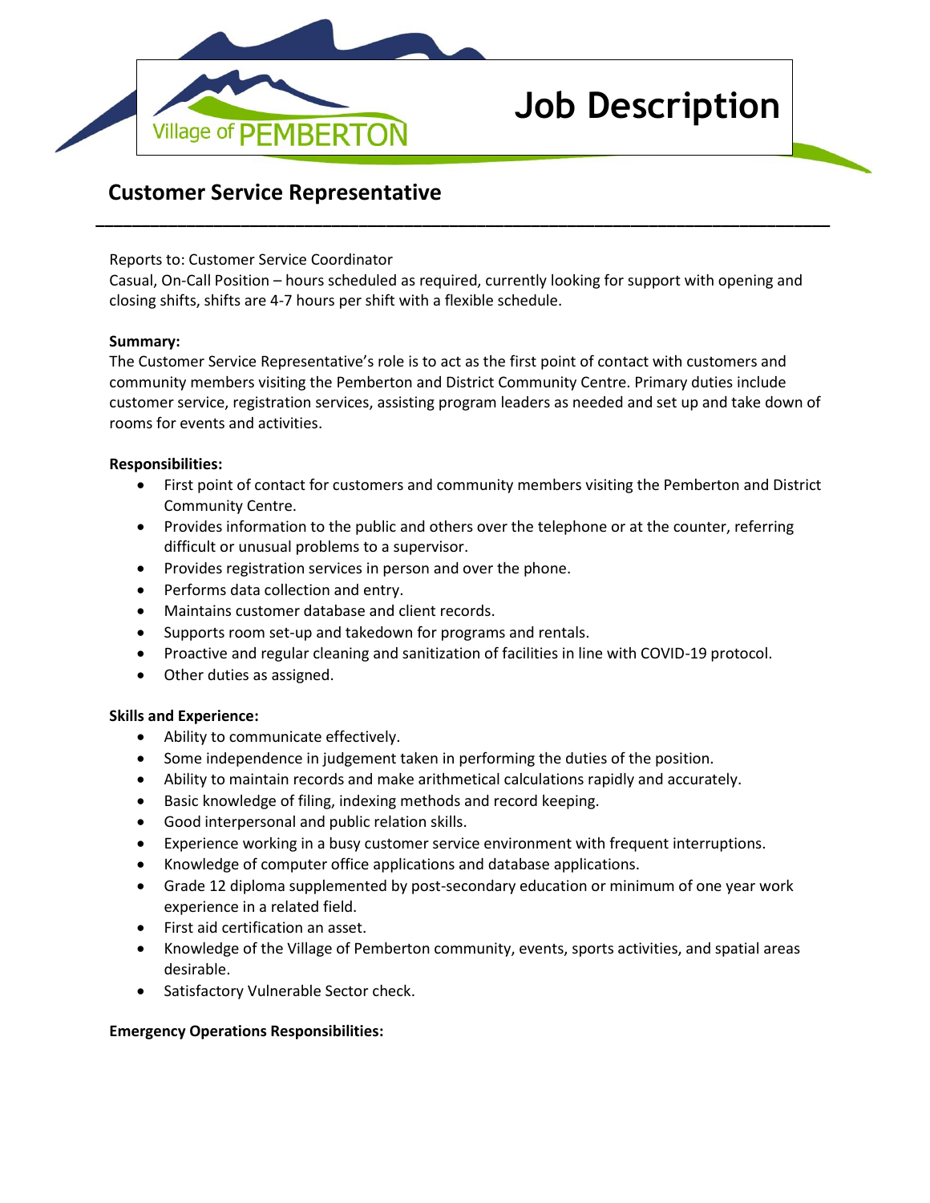Village of PEMBERTON

# Job Description

## Customer Service Representative

---

Reports to: Customer Service Coordinator
Casual, On-Call Position – hours scheduled as required, currently looking for support with opening and closing shifts, shifts are 4-7 hours per shift with a flexible schedule.

**Summary:**
The Customer Service Representative's role is to act as the first point of contact with customers and community members visiting the Pemberton and District Community Centre. Primary duties include customer service, registration services, assisting program leaders as needed and set up and take down of rooms for events and activities.

**Responsibilities:**

- First point of contact for customers and community members visiting the Pemberton and District Community Centre.
- Provides information to the public and others over the telephone or at the counter, referring difficult or unusual problems to a supervisor.
- Provides registration services in person and over the phone.
- Performs data collection and entry.
- Maintains customer database and client records.
- Supports room set-up and takedown for programs and rentals.
- Proactive and regular cleaning and sanitization of facilities in line with COVID-19 protocol.
- Other duties as assigned.

**Skills and Experience:**

- Ability to communicate effectively.
- Some independence in judgement taken in performing the duties of the position.
- Ability to maintain records and make arithmetical calculations rapidly and accurately.
- Basic knowledge of filing, indexing methods and record keeping.
- Good interpersonal and public relation skills.
- Experience working in a busy customer service environment with frequent interruptions.
- Knowledge of computer office applications and database applications.
- Grade 12 diploma supplemented by post-secondary education or minimum of one year work experience in a related field.
- First aid certification an asset.
- Knowledge of the Village of Pemberton community, events, sports activities, and spatial areas desirable.
- Satisfactory Vulnerable Sector check.

**Emergency Operations Responsibilities:**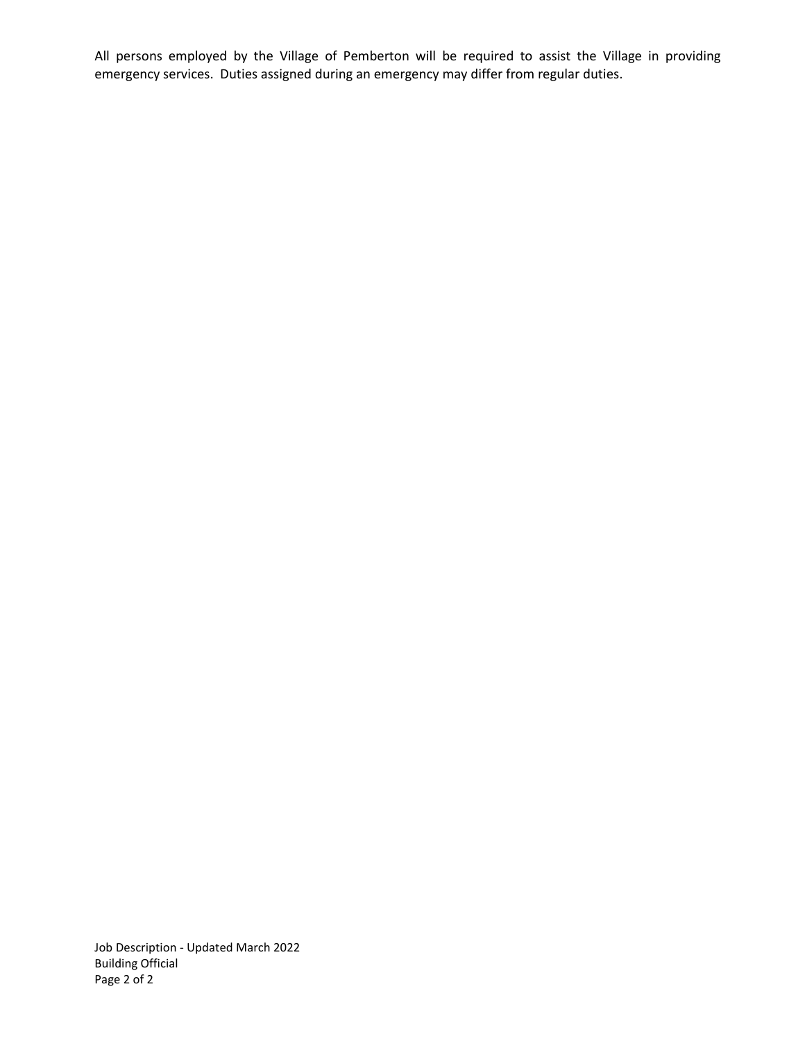All persons employed by the Village of Pemberton will be required to assist the Village in providing emergency services. Duties assigned during an emergency may differ from regular duties.